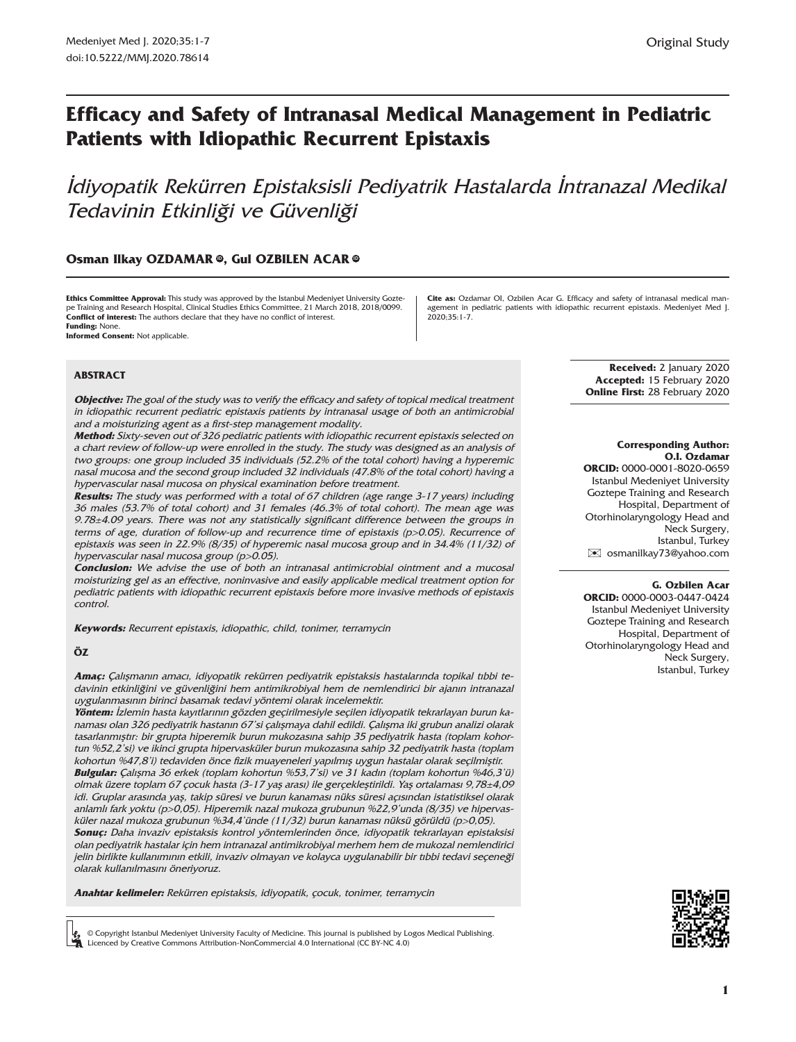Original Study

# Efficacy and Safety of Intranasal Medical Management in Pediatric Patients with Idiopathic Recurrent Epistaxis

## *İdiyopatik Rekürren Epistaksisli Pediyatrik Hastalarda İntranazal Medikal Tedavinin Etkinliği ve Güvenliği*

**Osman Ilkay OZDAMAR, Gul OZBILEN ACAR**

**Ethics Committee Approval:** This study was approved by the Istanbul Medeniyet University Goztepe Training and Research Hospital, Clinical Studies Ethics Committee, 21 March 2018, 2018/0099.
**Conflict of interest:** The authors declare that they have no conflict of interest.
**Funding:** None.
**Informed Consent:** Not applicable.

**Cite as:** Ozdamar OI, Ozbilen Acar G. Efficacy and safety of intranasal medical management in pediatric patients with idiopathic recurrent epistaxis. Medeniyet Med J. 2020;35:1-7.

**Received:** 2 January 2020
**Accepted:** 15 February 2020
**Online First:** 28 February 2020

### ABSTRACT

***Objective:*** *The goal of the study was to verify the efficacy and safety of topical medical treatment in idiopathic recurrent pediatric epistaxis patients by intranasal usage of both an antimicrobial and a moisturizing agent as a first-step management modality.*

***Method:*** *Sixty-seven out of 326 pediatric patients with idiopathic recurrent epistaxis selected on a chart review of follow-up were enrolled in the study. The study was designed as an analysis of two groups: one group included 35 individuals (52.2% of the total cohort) having a hyperemic nasal mucosa and the second group included 32 individuals (47.8% of the total cohort) having a hypervascular nasal mucosa on physical examination before treatment.*

***Results:*** *The study was performed with a total of 67 children (age range 3-17 years) including 36 males (53.7% of total cohort) and 31 females (46.3% of total cohort). The mean age was 9.78±4.09 years. There was not any statistically significant difference between the groups in terms of age, duration of follow-up and recurrence time of epistaxis (p>0.05). Recurrence of epistaxis was seen in 22.9% (8/35) of hyperemic nasal mucosa group and in 34.4% (11/32) of hypervascular nasal mucosa group (p>0.05).*

***Conclusion:*** *We advise the use of both an intranasal antimicrobial ointment and a mucosal moisturizing gel as an effective, noninvasive and easily applicable medical treatment option for pediatric patients with idiopathic recurrent epistaxis before more invasive methods of epistaxis control.*

***Keywords:*** *Recurrent epistaxis, idiopathic, child, tonimer, terramycin*

### ÖZ

***Amaç:*** *Çalışmanın amacı, idiyopatik rekürren pediyatrik epistaksis hastalarında topikal tıbbi tedavinin etkinliğini ve güvenliğini hem antimikrobiyal hem de nemlendirici bir ajanın intranazal uygulanmasının birinci basamak tedavi yöntemi olarak incelemektir.*

***Yöntem:*** *İzlemin hasta kayıtlarının gözden geçirilmesiyle seçilen idiyopatik tekrarlayan burun kanaması olan 326 pediyatrik hastanın 67'si çalışmaya dahil edildi. Çalışma iki grubun analizi olarak tasarlanmıştır: bir grupta hiperemik burun mukozasına sahip 35 pediyatrik hasta (toplam kohortun %52,2'si) ve ikinci grupta hipervasküler burun mukozasına sahip 32 pediyatrik hasta (toplam kohortun %47,8'i) tedaviden önce fizik muayeneleri yapılmış uygun hastalar olarak seçilmiştir.*

***Bulgular:*** *Çalışma 36 erkek (toplam kohortun %53,7'si) ve 31 kadın (toplam kohortun %46,3'ü) olmak üzere toplam 67 çocuk hasta (3-17 yaş arası) ile gerçekleştirildi. Yaş ortalaması 9,78±4,09 idi. Gruplar arasında yaş, takip süresi ve burun kanaması nüks süresi açısından istatistiksel olarak anlamlı fark yoktu (p>0,05). Hiperemik nazal mukoza grubunun %22,9'unda (8/35) ve hipervasküler nazal mukoza grubunun %34,4'ünde (11/32) burun kanaması nüksü görüldü (p>0,05).*

***Sonuç:*** *Daha invaziv epistaksis kontrol yöntemlerinden önce, idiyopatik tekrarlayan epistaksisi olan pediyatrik hastalar için hem intranazal antimikrobiyal merhem hem de mukozal nemlendirici jelin birlikte kullanımının etkili, invaziv olmayan ve kolayca uygulanabilir bir tıbbi tedavi seçeneği olarak kullanılmasını öneriyoruz.*

***Anahtar kelimeler:*** *Rekürren epistaksis, idiyopatik, çocuk, tonimer, terramycin*

**Corresponding Author:**
**O.I. Ozdamar**
**ORCID:** 0000-0001-8020-0659
Istanbul Medeniyet University Goztepe Training and Research Hospital, Department of Otorhinolaryngology Head and Neck Surgery, Istanbul, Turkey
osmanilkay73@yahoo.com

**G. Ozbilen Acar**
**ORCID:** 0000-0003-0447-0424
Istanbul Medeniyet University Goztepe Training and Research Hospital, Department of Otorhinolaryngology Head and Neck Surgery, Istanbul, Turkey

© Copyright Istanbul Medeniyet University Faculty of Medicine. This journal is published by Logos Medical Publishing.
Licenced by Creative Commons Attribution-NonCommercial 4.0 International (CC BY-NC 4.0)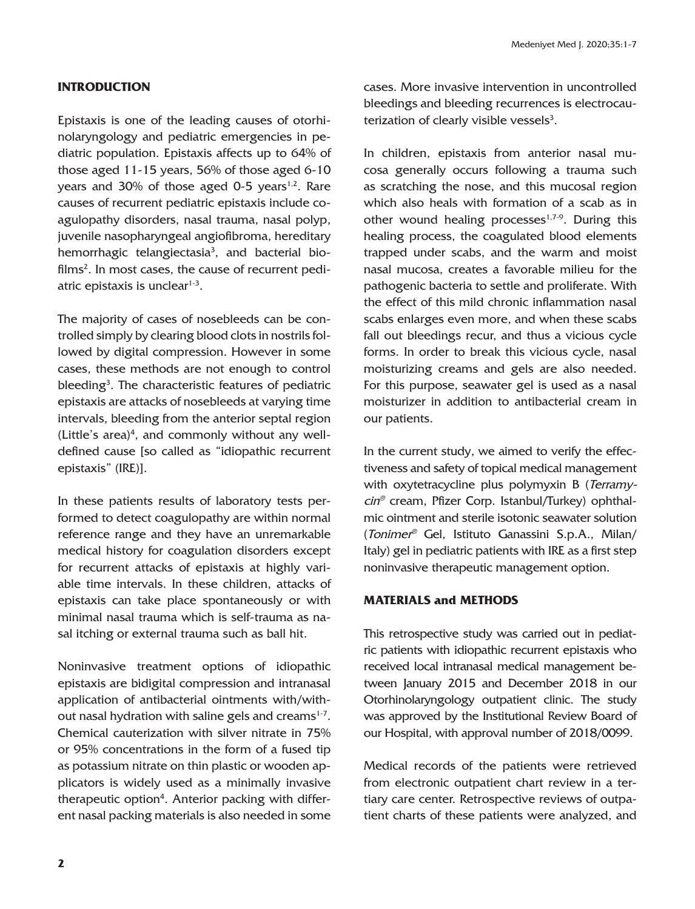## INTRODUCTION

Epistaxis is one of the leading causes of otorhinolaryngology and pediatric emergencies in pediatric population. Epistaxis affects up to 64% of those aged 11-15 years, 56% of those aged 6-10 years and 30% of those aged 0-5 years[1,2]. Rare causes of recurrent pediatric epistaxis include coagulopathy disorders, nasal trauma, nasal polyp, juvenile nasopharyngeal angiofibroma, hereditary hemorrhagic telangiectasia[3], and bacterial biofilms[2]. In most cases, the cause of recurrent pediatric epistaxis is unclear[1-3].

The majority of cases of nosebleeds can be controlled simply by clearing blood clots in nostrils followed by digital compression. However in some cases, these methods are not enough to control bleeding[3]. The characteristic features of pediatric epistaxis are attacks of nosebleeds at varying time intervals, bleeding from the anterior septal region (Little's area)[4], and commonly without any well-defined cause [so called as "idiopathic recurrent epistaxis" (IRE)].

In these patients results of laboratory tests performed to detect coagulopathy are within normal reference range and they have an unremarkable medical history for coagulation disorders except for recurrent attacks of epistaxis at highly variable time intervals. In these children, attacks of epistaxis can take place spontaneously or with minimal nasal trauma which is self-trauma as nasal itching or external trauma such as ball hit.

Noninvasive treatment options of idiopathic epistaxis are bidigital compression and intranasal application of antibacterial ointments with/without nasal hydration with saline gels and creams[1-7]. Chemical cauterization with silver nitrate in 75% or 95% concentrations in the form of a fused tip as potassium nitrate on thin plastic or wooden applicators is widely used as a minimally invasive therapeutic option[4]. Anterior packing with different nasal packing materials is also needed in some cases. More invasive intervention in uncontrolled bleedings and bleeding recurrences is electrocauterization of clearly visible vessels[3].

In children, epistaxis from anterior nasal mucosa generally occurs following a trauma such as scratching the nose, and this mucosal region which also heals with formation of a scab as in other wound healing processes[1,7-9]. During this healing process, the coagulated blood elements trapped under scabs, and the warm and moist nasal mucosa, creates a favorable milieu for the pathogenic bacteria to settle and proliferate. With the effect of this mild chronic inflammation nasal scabs enlarges even more, and when these scabs fall out bleedings recur, and thus a vicious cycle forms. In order to break this vicious cycle, nasal moisturizing creams and gels are also needed. For this purpose, seawater gel is used as a nasal moisturizer in addition to antibacterial cream in our patients.

In the current study, we aimed to verify the effectiveness and safety of topical medical management with oxytetracycline plus polymyxin B (*Terramycin®* cream, Pfizer Corp. Istanbul/Turkey) ophthalmic ointment and sterile isotonic seawater solution (*Tonimer®* Gel, Istituto Ganassini S.p.A., Milan/Italy) gel in pediatric patients with IRE as a first step noninvasive therapeutic management option.

## MATERIALS and METHODS

This retrospective study was carried out in pediatric patients with idiopathic recurrent epistaxis who received local intranasal medical management between January 2015 and December 2018 in our Otorhinolaryngology outpatient clinic. The study was approved by the Institutional Review Board of our Hospital, with approval number of 2018/0099.

Medical records of the patients were retrieved from electronic outpatient chart review in a tertiary care center. Retrospective reviews of outpatient charts of these patients were analyzed, and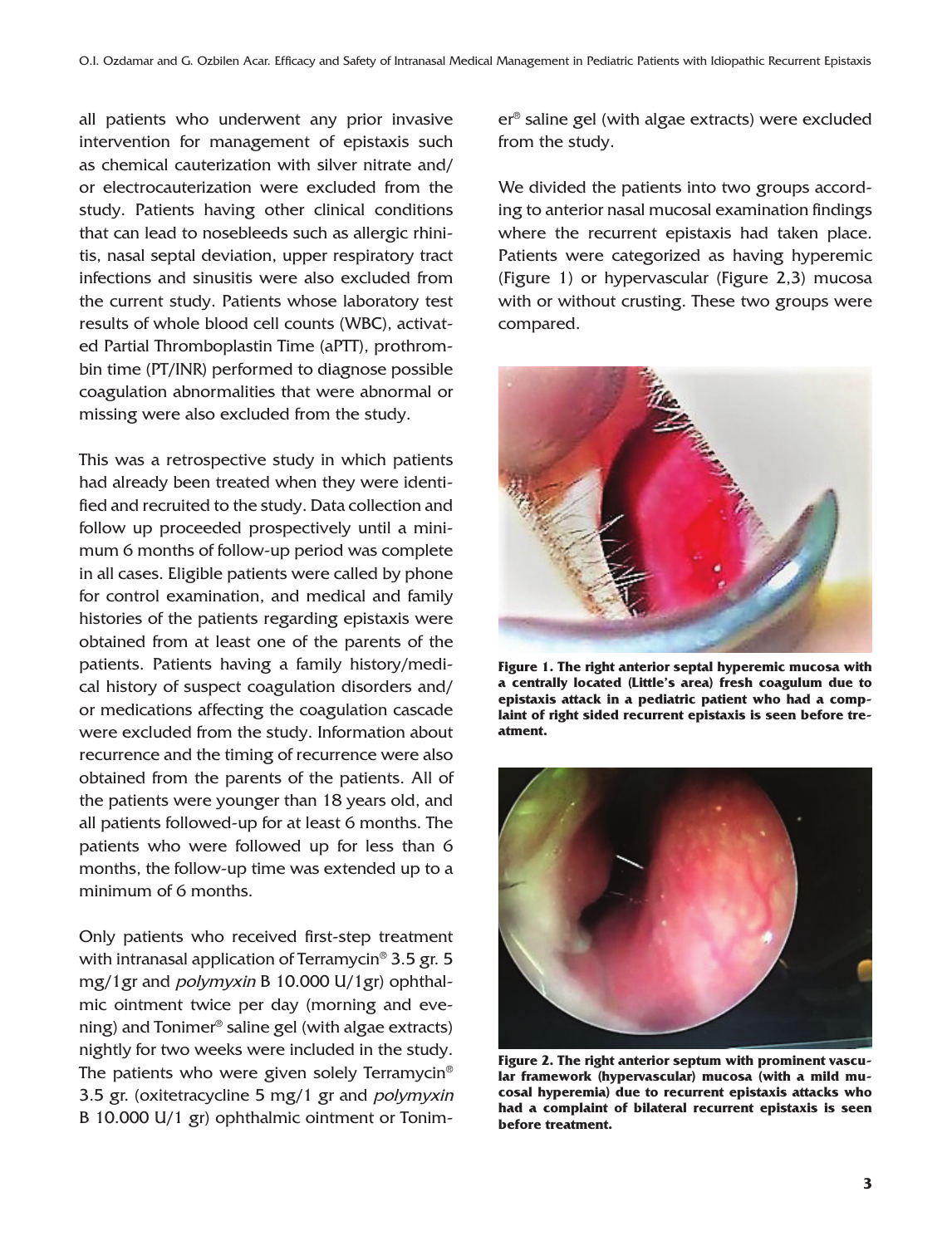all patients who underwent any prior invasive intervention for management of epistaxis such as chemical cauterization with silver nitrate and/or electrocauterization were excluded from the study. Patients having other clinical conditions that can lead to nosebleeds such as allergic rhinitis, nasal septal deviation, upper respiratory tract infections and sinusitis were also excluded from the current study. Patients whose laboratory test results of whole blood cell counts (WBC), activated Partial Thromboplastin Time (aPTT), prothrombin time (PT/INR) performed to diagnose possible coagulation abnormalities that were abnormal or missing were also excluded from the study.

This was a retrospective study in which patients had already been treated when they were identified and recruited to the study. Data collection and follow up proceeded prospectively until a minimum 6 months of follow-up period was complete in all cases. Eligible patients were called by phone for control examination, and medical and family histories of the patients regarding epistaxis were obtained from at least one of the parents of the patients. Patients having a family history/medical history of suspect coagulation disorders and/or medications affecting the coagulation cascade were excluded from the study. Information about recurrence and the timing of recurrence were also obtained from the parents of the patients. All of the patients were younger than 18 years old, and all patients followed-up for at least 6 months. The patients who were followed up for less than 6 months, the follow-up time was extended up to a minimum of 6 months.

Only patients who received first-step treatment with intranasal application of Terramycin® 3.5 gr. 5 mg/1gr and *polymyxin* B 10.000 U/1gr) ophthalmic ointment twice per day (morning and evening) and Tonimer® saline gel (with algae extracts) nightly for two weeks were included in the study. The patients who were given solely Terramycin® 3.5 gr. (oxitetracycline 5 mg/1 gr and *polymyxin* B 10.000 U/1 gr) ophthalmic ointment or Tonimer® saline gel (with algae extracts) were excluded from the study.

We divided the patients into two groups according to anterior nasal mucosal examination findings where the recurrent epistaxis had taken place. Patients were categorized as having hyperemic (Figure 1) or hypervascular (Figure 2,3) mucosa with or without crusting. These two groups were compared.

**Figure 1. The right anterior septal hyperemic mucosa with a centrally located (Little's area) fresh coagulum due to epistaxis attack in a pediatric patient who had a complaint of right sided recurrent epistaxis is seen before treatment.**

**Figure 2. The right anterior septum with prominent vascular framework (hypervascular) mucosa (with a mild mucosal hyperemia) due to recurrent epistaxis attacks who had a complaint of bilateral recurrent epistaxis is seen before treatment.**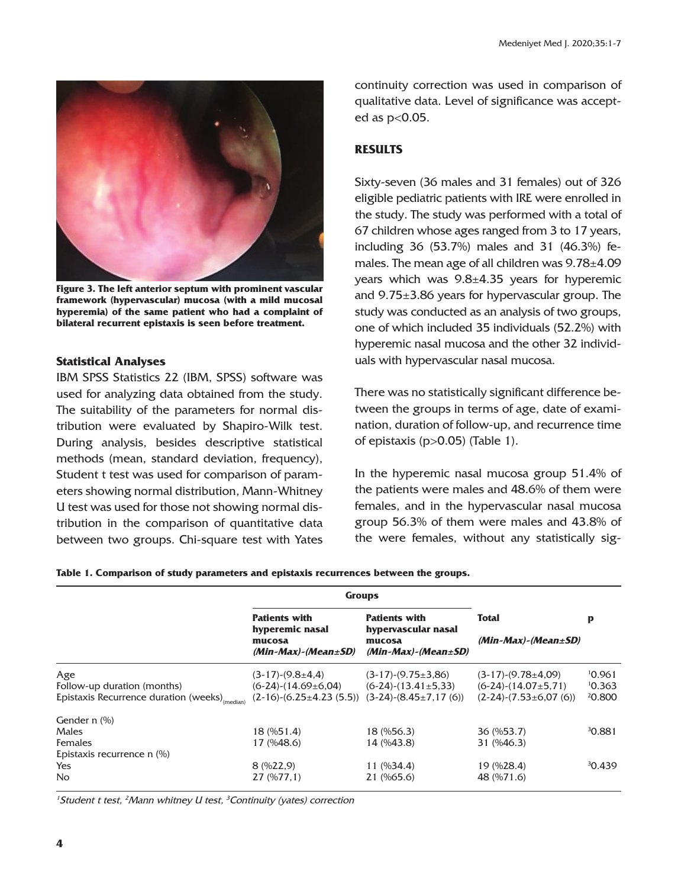**Figure 3. The left anterior septum with prominent vascular framework (hypervascular) mucosa (with a mild mucosal hyperemia) of the same patient who had a complaint of bilateral recurrent epistaxis is seen before treatment.**

### Statistical Analyses

IBM SPSS Statistics 22 (IBM, SPSS) software was used for analyzing data obtained from the study. The suitability of the parameters for normal distribution were evaluated by Shapiro-Wilk test. During analysis, besides descriptive statistical methods (mean, standard deviation, frequency), Student t test was used for comparison of parameters showing normal distribution, Mann-Whitney U test was used for those not showing normal distribution in the comparison of quantitative data between two groups. Chi-square test with Yates continuity correction was used in comparison of qualitative data. Level of significance was accepted as $p<0.05$.

## RESULTS

Sixty-seven (36 males and 31 females) out of 326 eligible pediatric patients with IRE were enrolled in the study. The study was performed with a total of 67 children whose ages ranged from 3 to 17 years, including 36 (53.7%) males and 31 (46.3%) females. The mean age of all children was 9.78±4.09 years which was 9.8±4.35 years for hyperemic and 9.75±3.86 years for hypervascular group. The study was conducted as an analysis of two groups, one of which included 35 individuals (52.2%) with hyperemic nasal mucosa and the other 32 individuals with hypervascular nasal mucosa.

There was no statistically significant difference between the groups in terms of age, date of examination, duration of follow-up, and recurrence time of epistaxis ($p>0.05$) (Table 1).

In the hyperemic nasal mucosa group 51.4% of the patients were males and 48.6% of them were females, and in the hypervascular nasal mucosa group 56.3% of them were males and 43.8% of the were females, without any statistically sig-

**Table 1. Comparison of study parameters and epistaxis recurrences between the groups.**

| | Groups | | | |
|---|---|---|---|---|
| | Patients with hyperemic nasal mucosa (Min-Max)-(Mean±SD) | Patients with hypervascular nasal mucosa (Min-Max)-(Mean±SD) | Total (Min-Max)-(Mean±SD) | p |
| Age | (3-17)-(9.8±4,4) | (3-17)-(9.75±3,86) | (3-17)-(9.78±4,09) | [1]0.961 |
| Follow-up duration (months) | (6-24)-(14.69±6,04) | (6-24)-(13.41±5,33) | (6-24)-(14.07±5,71) | [1]0.363 |
| Epistaxis Recurrence duration (weeks)$_{(median)}$ | (2-16)-(6.25±4.23 (5.5)) | (3-24)-(8.45±7,17 (6)) | (2-24)-(7.53±6,07 (6)) | [2]0.800 |
| Gender n (%) | | | | |
| Males | 18 (%51.4) | 18 (%56.3) | 36 (%53.7) | [3]0.881 |
| Females | 17 (%48.6) | 14 (%43.8) | 31 (%46.3) | |
| Epistaxis recurrence n (%) | | | | |
| Yes | 8 (%22,9) | 11 (%34.4) | 19 (%28.4) | [3]0.439 |
| No | 27 (%77,1) | 21 (%65.6) | 48 (%71.6) | |

*[1]Student t test, [2]Mann whitney U test, [3]Continuity (yates) correction*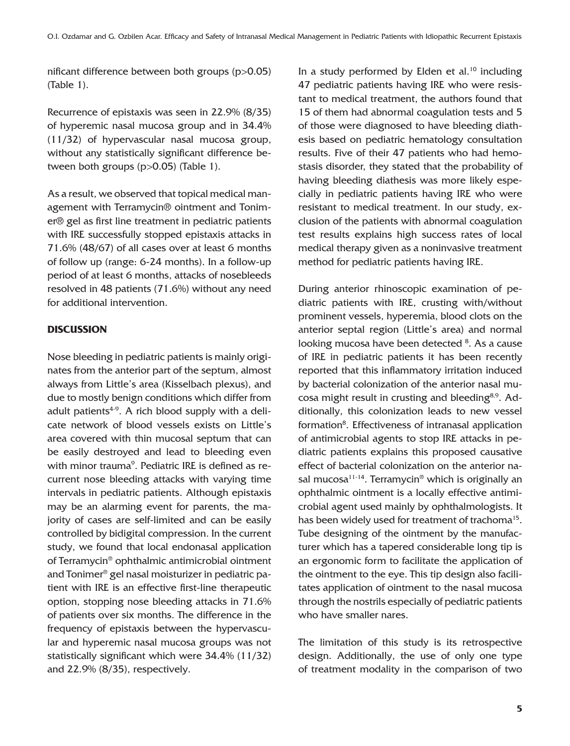nificant difference between both groups (p>0.05) (Table 1).

Recurrence of epistaxis was seen in 22.9% (8/35) of hyperemic nasal mucosa group and in 34.4% (11/32) of hypervascular nasal mucosa group, without any statistically significant difference between both groups (p>0.05) (Table 1).

As a result, we observed that topical medical management with Terramycin® ointment and Tonimer® gel as first line treatment in pediatric patients with IRE successfully stopped epistaxis attacks in 71.6% (48/67) of all cases over at least 6 months of follow up (range: 6-24 months). In a follow-up period of at least 6 months, attacks of nosebleeds resolved in 48 patients (71.6%) without any need for additional intervention.

## DISCUSSION

Nose bleeding in pediatric patients is mainly originates from the anterior part of the septum, almost always from Little's area (Kisselbach plexus), and due to mostly benign conditions which differ from adult patients[4-9]. A rich blood supply with a delicate network of blood vessels exists on Little's area covered with thin mucosal septum that can be easily destroyed and lead to bleeding even with minor trauma[9]. Pediatric IRE is defined as recurrent nose bleeding attacks with varying time intervals in pediatric patients. Although epistaxis may be an alarming event for parents, the majority of cases are self-limited and can be easily controlled by bidigital compression. In the current study, we found that local endonasal application of Terramycin® ophthalmic antimicrobial ointment and Tonimer® gel nasal moisturizer in pediatric patient with IRE is an effective first-line therapeutic option, stopping nose bleeding attacks in 71.6% of patients over six months. The difference in the frequency of epistaxis between the hypervascular and hyperemic nasal mucosa groups was not statistically significant which were 34.4% (11/32) and 22.9% (8/35), respectively.

In a study performed by Elden et al.[10] including 47 pediatric patients having IRE who were resistant to medical treatment, the authors found that 15 of them had abnormal coagulation tests and 5 of those were diagnosed to have bleeding diathesis based on pediatric hematology consultation results. Five of their 47 patients who had hemostasis disorder, they stated that the probability of having bleeding diathesis was more likely especially in pediatric patients having IRE who were resistant to medical treatment. In our study, exclusion of the patients with abnormal coagulation test results explains high success rates of local medical therapy given as a noninvasive treatment method for pediatric patients having IRE.

During anterior rhinoscopic examination of pediatric patients with IRE, crusting with/without prominent vessels, hyperemia, blood clots on the anterior septal region (Little's area) and normal looking mucosa have been detected [8]. As a cause of IRE in pediatric patients it has been recently reported that this inflammatory irritation induced by bacterial colonization of the anterior nasal mucosa might result in crusting and bleeding[8,9]. Additionally, this colonization leads to new vessel formation[8]. Effectiveness of intranasal application of antimicrobial agents to stop IRE attacks in pediatric patients explains this proposed causative effect of bacterial colonization on the anterior nasal mucosa[11-14]. Terramycin® which is originally an ophthalmic ointment is a locally effective antimicrobial agent used mainly by ophthalmologists. It has been widely used for treatment of trachoma[15]. Tube designing of the ointment by the manufacturer which has a tapered considerable long tip is an ergonomic form to facilitate the application of the ointment to the eye. This tip design also facilitates application of ointment to the nasal mucosa through the nostrils especially of pediatric patients who have smaller nares.

The limitation of this study is its retrospective design. Additionally, the use of only one type of treatment modality in the comparison of two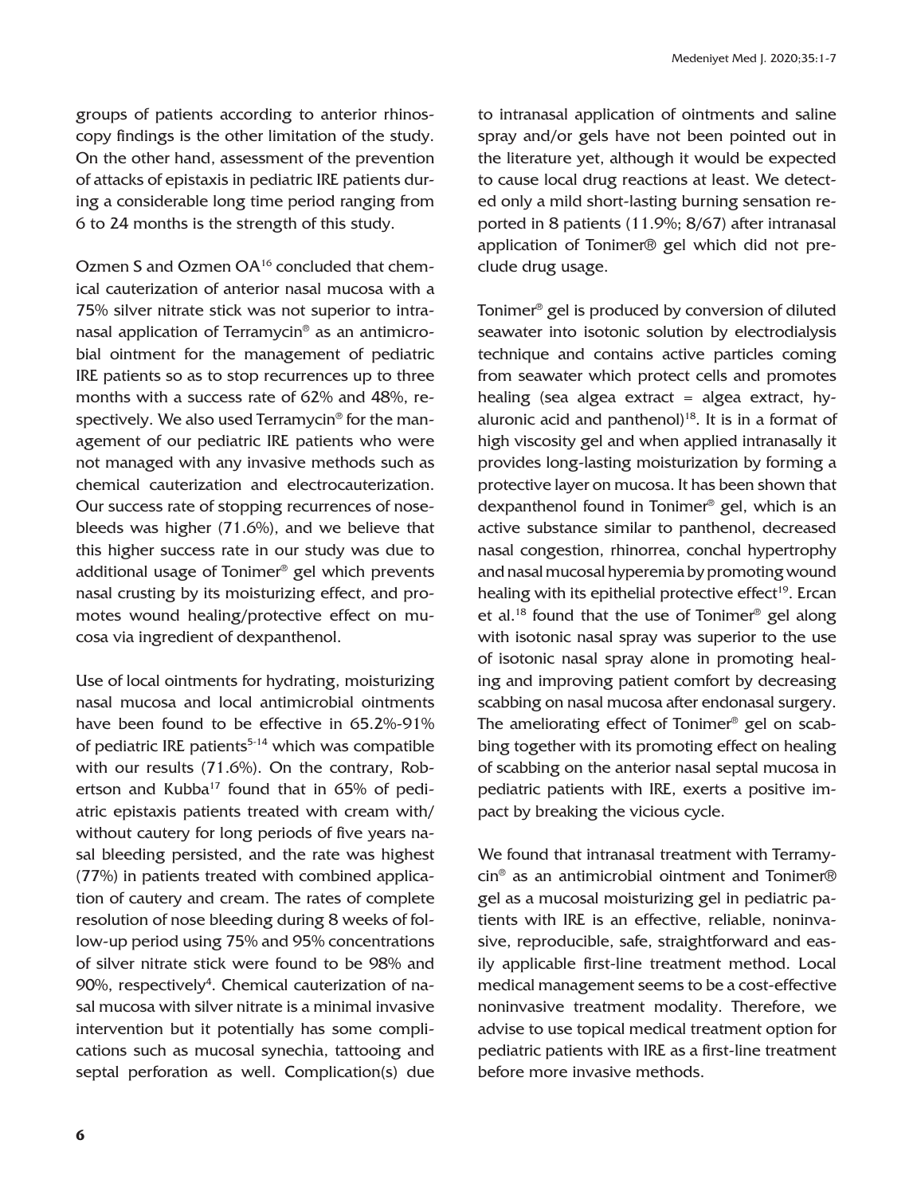groups of patients according to anterior rhinoscopy findings is the other limitation of the study. On the other hand, assessment of the prevention of attacks of epistaxis in pediatric IRE patients during a considerable long time period ranging from 6 to 24 months is the strength of this study.

Ozmen S and Ozmen OA[16] concluded that chemical cauterization of anterior nasal mucosa with a 75% silver nitrate stick was not superior to intranasal application of Terramycin® as an antimicrobial ointment for the management of pediatric IRE patients so as to stop recurrences up to three months with a success rate of 62% and 48%, respectively. We also used Terramycin® for the management of our pediatric IRE patients who were not managed with any invasive methods such as chemical cauterization and electrocauterization. Our success rate of stopping recurrences of nosebleeds was higher (71.6%), and we believe that this higher success rate in our study was due to additional usage of Tonimer® gel which prevents nasal crusting by its moisturizing effect, and promotes wound healing/protective effect on mucosa via ingredient of dexpanthenol.

Use of local ointments for hydrating, moisturizing nasal mucosa and local antimicrobial ointments have been found to be effective in 65.2%-91% of pediatric IRE patients[5-14] which was compatible with our results (71.6%). On the contrary, Robertson and Kubba[17] found that in 65% of pediatric epistaxis patients treated with cream with/without cautery for long periods of five years nasal bleeding persisted, and the rate was highest (77%) in patients treated with combined application of cautery and cream. The rates of complete resolution of nose bleeding during 8 weeks of follow-up period using 75% and 95% concentrations of silver nitrate stick were found to be 98% and 90%, respectively[4]. Chemical cauterization of nasal mucosa with silver nitrate is a minimal invasive intervention but it potentially has some complications such as mucosal synechia, tattooing and septal perforation as well. Complication(s) due to intranasal application of ointments and saline spray and/or gels have not been pointed out in the literature yet, although it would be expected to cause local drug reactions at least. We detected only a mild short-lasting burning sensation reported in 8 patients (11.9%; 8/67) after intranasal application of Tonimer® gel which did not preclude drug usage.

Tonimer® gel is produced by conversion of diluted seawater into isotonic solution by electrodialysis technique and contains active particles coming from seawater which protect cells and promotes healing (sea algea extract = algea extract, hyaluronic acid and panthenol)[18]. It is in a format of high viscosity gel and when applied intranasally it provides long-lasting moisturization by forming a protective layer on mucosa. It has been shown that dexpanthenol found in Tonimer® gel, which is an active substance similar to panthenol, decreased nasal congestion, rhinorrea, conchal hypertrophy and nasal mucosal hyperemia by promoting wound healing with its epithelial protective effect[19]. Ercan et al.[18] found that the use of Tonimer® gel along with isotonic nasal spray was superior to the use of isotonic nasal spray alone in promoting healing and improving patient comfort by decreasing scabbing on nasal mucosa after endonasal surgery. The ameliorating effect of Tonimer® gel on scabbing together with its promoting effect on healing of scabbing on the anterior nasal septal mucosa in pediatric patients with IRE, exerts a positive impact by breaking the vicious cycle.

We found that intranasal treatment with Terramycin® as an antimicrobial ointment and Tonimer® gel as a mucosal moisturizing gel in pediatric patients with IRE is an effective, reliable, noninvasive, reproducible, safe, straightforward and easily applicable first-line treatment method. Local medical management seems to be a cost-effective noninvasive treatment modality. Therefore, we advise to use topical medical treatment option for pediatric patients with IRE as a first-line treatment before more invasive methods.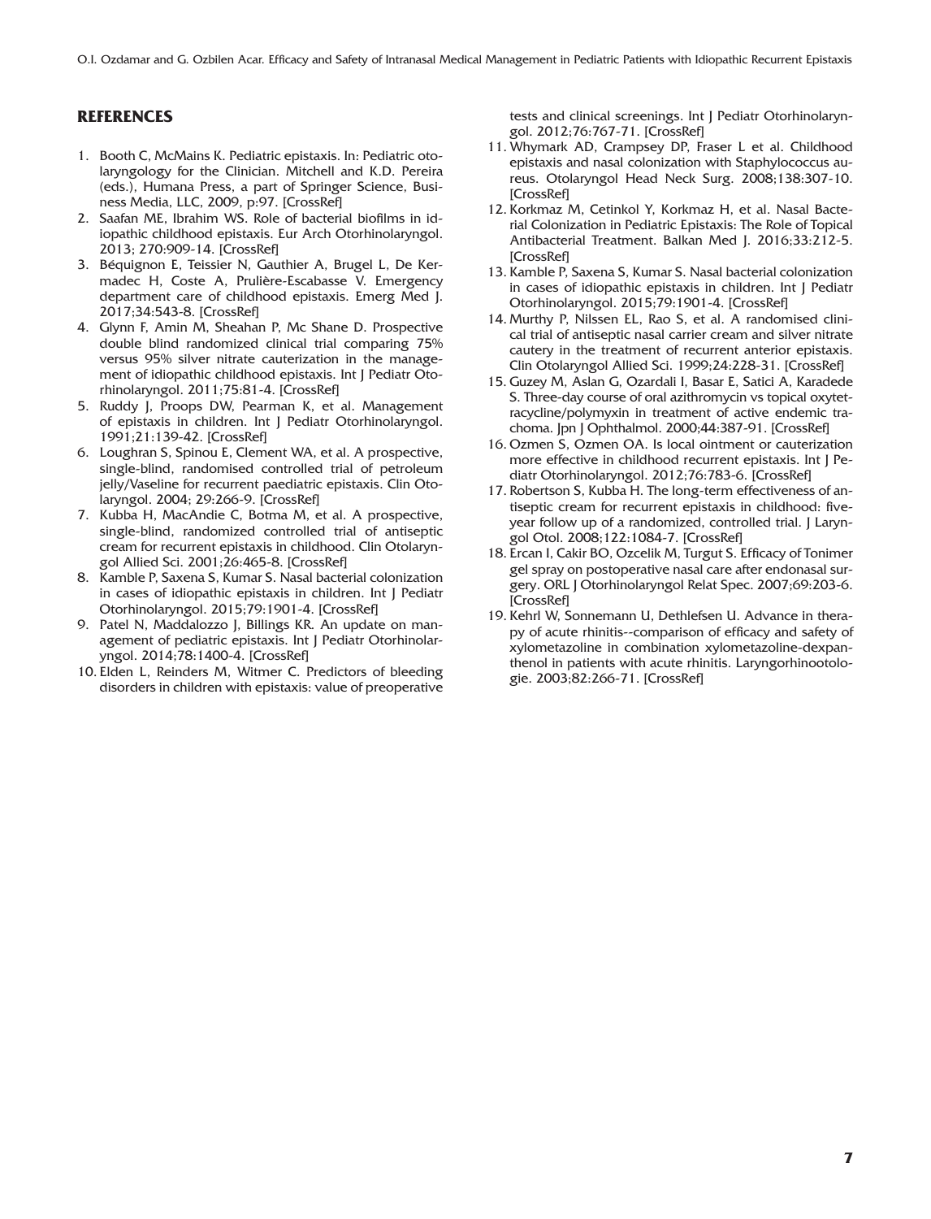## REFERENCES

1. Booth C, McMains K. Pediatric epistaxis. In: Pediatric otolaryngology for the Clinician. Mitchell and K.D. Pereira (eds.), Humana Press, a part of Springer Science, Business Media, LLC, 2009, p:97. [CrossRef]
2. Saafan ME, Ibrahim WS. Role of bacterial biofilms in idiopathic childhood epistaxis. Eur Arch Otorhinolaryngol. 2013; 270:909-14. [CrossRef]
3. Béquignon E, Teissier N, Gauthier A, Brugel L, De Kermadec H, Coste A, Prulière-Escabasse V. Emergency department care of childhood epistaxis. Emerg Med J. 2017;34:543-8. [CrossRef]
4. Glynn F, Amin M, Sheahan P, Mc Shane D. Prospective double blind randomized clinical trial comparing 75% versus 95% silver nitrate cauterization in the management of idiopathic childhood epistaxis. Int J Pediatr Otorhinolaryngol. 2011;75:81-4. [CrossRef]
5. Ruddy J, Proops DW, Pearman K, et al. Management of epistaxis in children. Int J Pediatr Otorhinolaryngol. 1991;21:139-42. [CrossRef]
6. Loughran S, Spinou E, Clement WA, et al. A prospective, single-blind, randomised controlled trial of petroleum jelly/Vaseline for recurrent paediatric epistaxis. Clin Otolaryngol. 2004; 29:266-9. [CrossRef]
7. Kubba H, MacAndie C, Botma M, et al. A prospective, single-blind, randomized controlled trial of antiseptic cream for recurrent epistaxis in childhood. Clin Otolaryngol Allied Sci. 2001;26:465-8. [CrossRef]
8. Kamble P, Saxena S, Kumar S. Nasal bacterial colonization in cases of idiopathic epistaxis in children. Int J Pediatr Otorhinolaryngol. 2015;79:1901-4. [CrossRef]
9. Patel N, Maddalozzo J, Billings KR. An update on management of pediatric epistaxis. Int J Pediatr Otorhinolaryngol. 2014;78:1400-4. [CrossRef]
10. Elden L, Reinders M, Witmer C. Predictors of bleeding disorders in children with epistaxis: value of preoperative tests and clinical screenings. Int J Pediatr Otorhinolaryngol. 2012;76:767-71. [CrossRef]
11. Whymark AD, Crampsey DP, Fraser L et al. Childhood epistaxis and nasal colonization with Staphylococcus aureus. Otolaryngol Head Neck Surg. 2008;138:307-10. [CrossRef]
12. Korkmaz M, Cetinkol Y, Korkmaz H, et al. Nasal Bacterial Colonization in Pediatric Epistaxis: The Role of Topical Antibacterial Treatment. Balkan Med J. 2016;33:212-5. [CrossRef]
13. Kamble P, Saxena S, Kumar S. Nasal bacterial colonization in cases of idiopathic epistaxis in children. Int J Pediatr Otorhinolaryngol. 2015;79:1901-4. [CrossRef]
14. Murthy P, Nilssen EL, Rao S, et al. A randomised clinical trial of antiseptic nasal carrier cream and silver nitrate cautery in the treatment of recurrent anterior epistaxis. Clin Otolaryngol Allied Sci. 1999;24:228-31. [CrossRef]
15. Guzey M, Aslan G, Ozardali I, Basar E, Satici A, Karadede S. Three-day course of oral azithromycin vs topical oxytetracycline/polymyxin in treatment of active endemic trachoma. Jpn J Ophthalmol. 2000;44:387-91. [CrossRef]
16. Ozmen S, Ozmen OA. Is local ointment or cauterization more effective in childhood recurrent epistaxis. Int J Pediatr Otorhinolaryngol. 2012;76:783-6. [CrossRef]
17. Robertson S, Kubba H. The long-term effectiveness of antiseptic cream for recurrent epistaxis in childhood: five-year follow up of a randomized, controlled trial. J Laryngol Otol. 2008;122:1084-7. [CrossRef]
18. Ercan I, Cakir BO, Ozcelik M, Turgut S. Efficacy of Tonimer gel spray on postoperative nasal care after endonasal surgery. ORL J Otorhinolaryngol Relat Spec. 2007;69:203-6. [CrossRef]
19. Kehrl W, Sonnemann U, Dethlefsen U. Advance in therapy of acute rhinitis--comparison of efficacy and safety of xylometazoline in combination xylometazoline-dexpanthenol in patients with acute rhinitis. Laryngorhinootologie. 2003;82:266-71. [CrossRef]